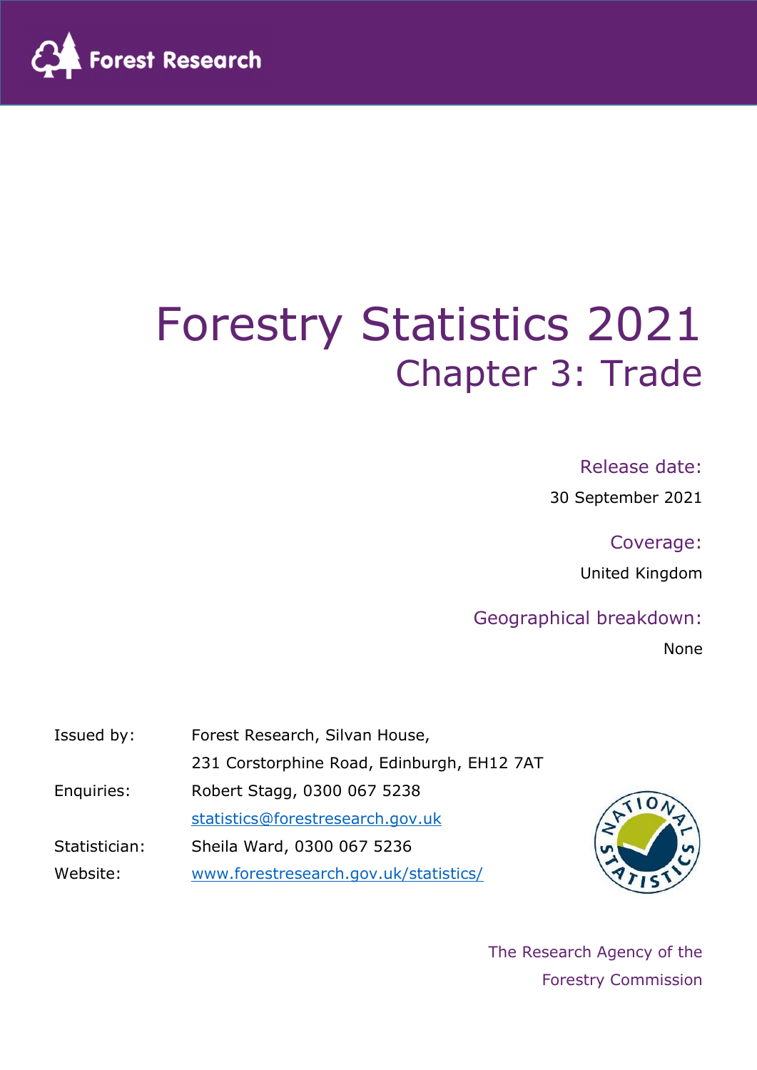Forest Research

# Forestry Statistics 2021

## Chapter 3: Trade

Release date:

30 September 2021

Coverage:

United Kingdom

Geographical breakdown:

None

| | |
|---|---|
| Issued by: | Forest Research, Silvan House, 231 Corstorphine Road, Edinburgh, EH12 7AT |
| Enquiries: | Robert Stagg, 0300 067 5238 |
| | statistics@forestresearch.gov.uk |
| Statistician: | Sheila Ward, 0300 067 5236 |
| Website: | www.forestresearch.gov.uk/statistics/ |

The Research Agency of the Forestry Commission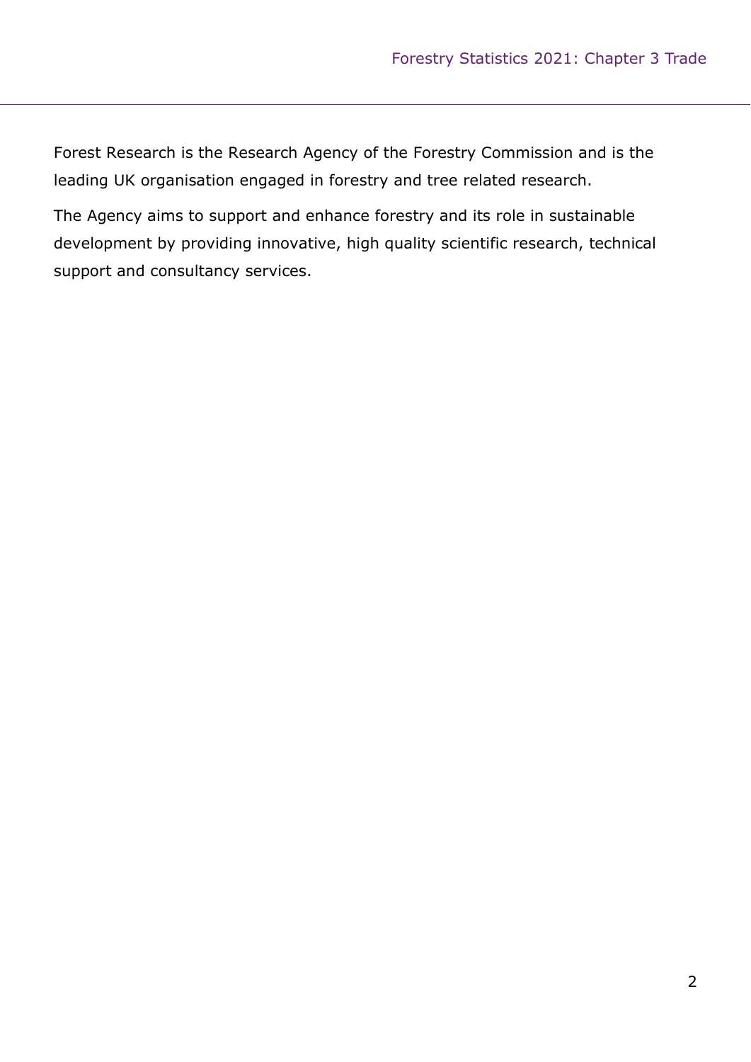Forest Research is the Research Agency of the Forestry Commission and is the leading UK organisation engaged in forestry and tree related research.

The Agency aims to support and enhance forestry and its role in sustainable development by providing innovative, high quality scientific research, technical support and consultancy services.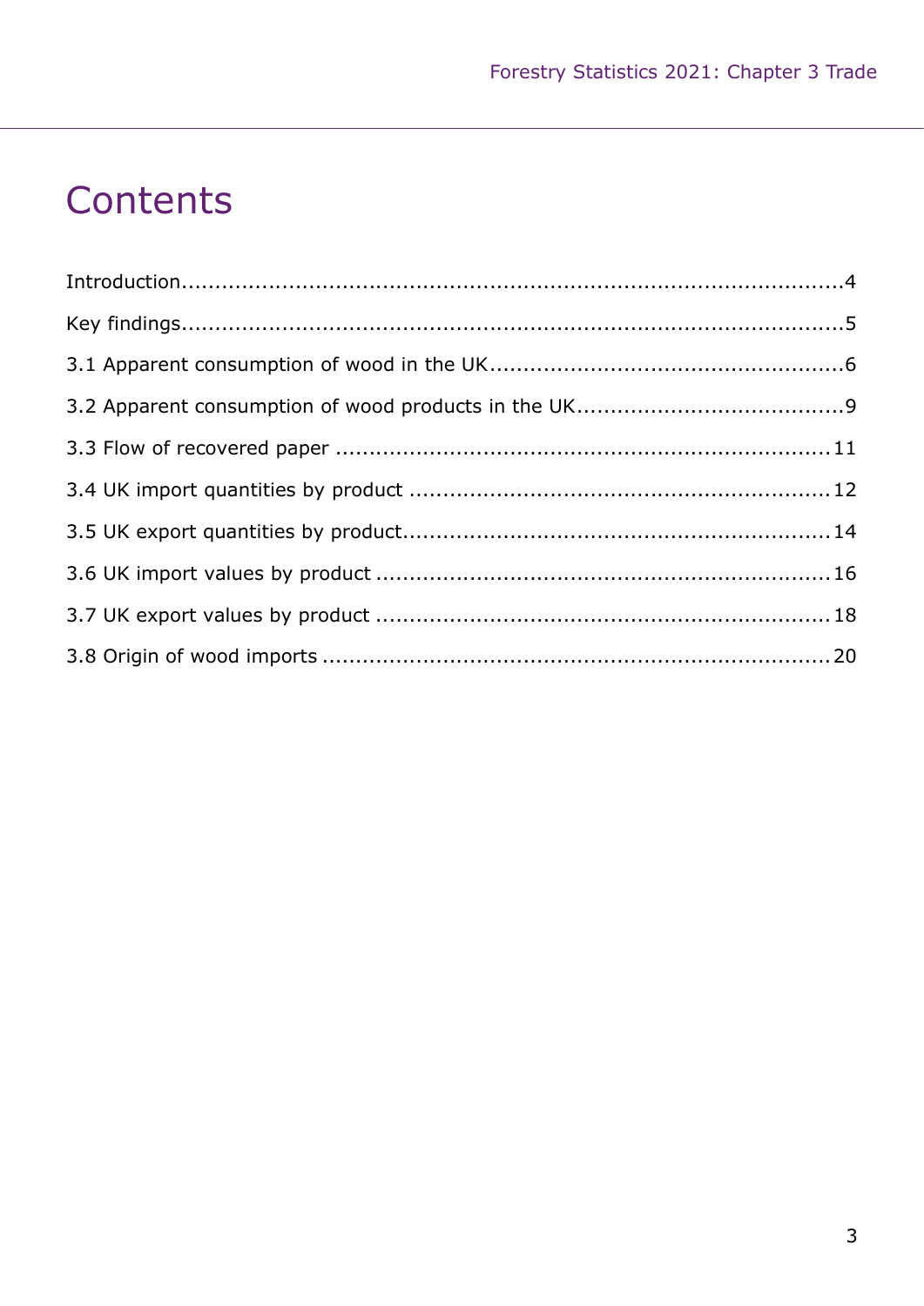# Contents

Introduction....................................................................................................4

Key findings....................................................................................................5

3.1 Apparent consumption of wood in the UK......................................................6

3.2 Apparent consumption of wood products in the UK........................................9

3.3 Flow of recovered paper ...........................................................................11

3.4 UK import quantities by product ...............................................................12

3.5 UK export quantities by product................................................................14

3.6 UK import values by product ....................................................................16

3.7 UK export values by product ....................................................................18

3.8 Origin of wood imports .............................................................................20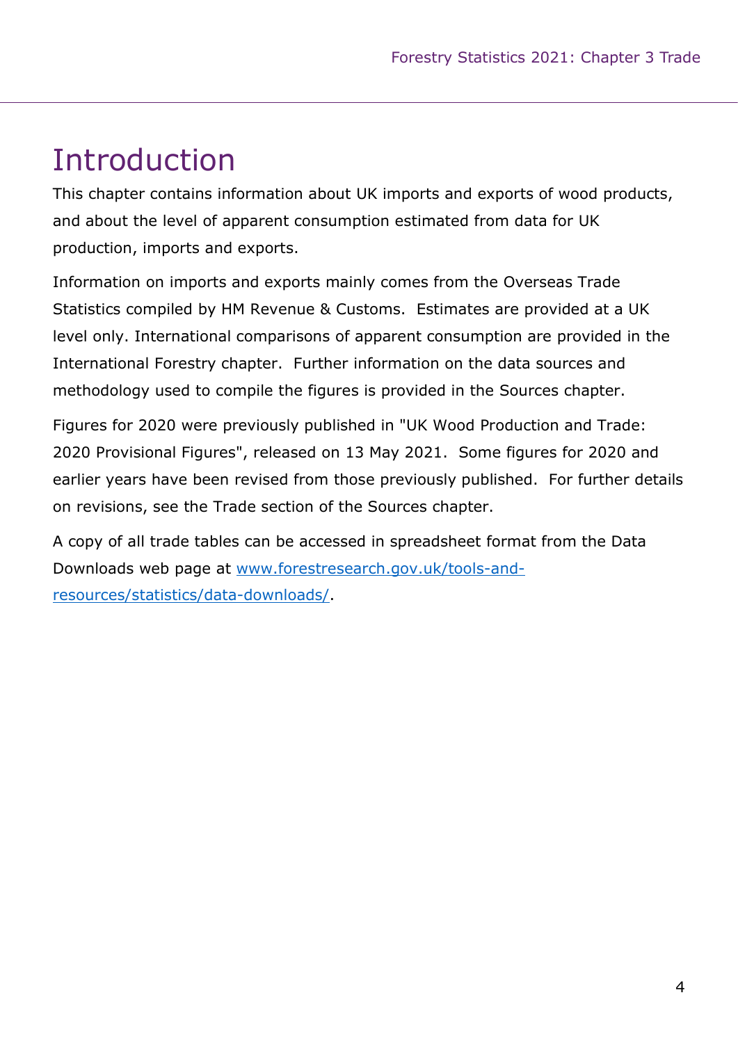# Introduction

This chapter contains information about UK imports and exports of wood products, and about the level of apparent consumption estimated from data for UK production, imports and exports.

Information on imports and exports mainly comes from the Overseas Trade Statistics compiled by HM Revenue & Customs. Estimates are provided at a UK level only. International comparisons of apparent consumption are provided in the International Forestry chapter. Further information on the data sources and methodology used to compile the figures is provided in the Sources chapter.

Figures for 2020 were previously published in "UK Wood Production and Trade: 2020 Provisional Figures", released on 13 May 2021. Some figures for 2020 and earlier years have been revised from those previously published. For further details on revisions, see the Trade section of the Sources chapter.

A copy of all trade tables can be accessed in spreadsheet format from the Data Downloads web page at [www.forestresearch.gov.uk/tools-and-resources/statistics/data-downloads/](www.forestresearch.gov.uk/tools-and-resources/statistics/data-downloads/).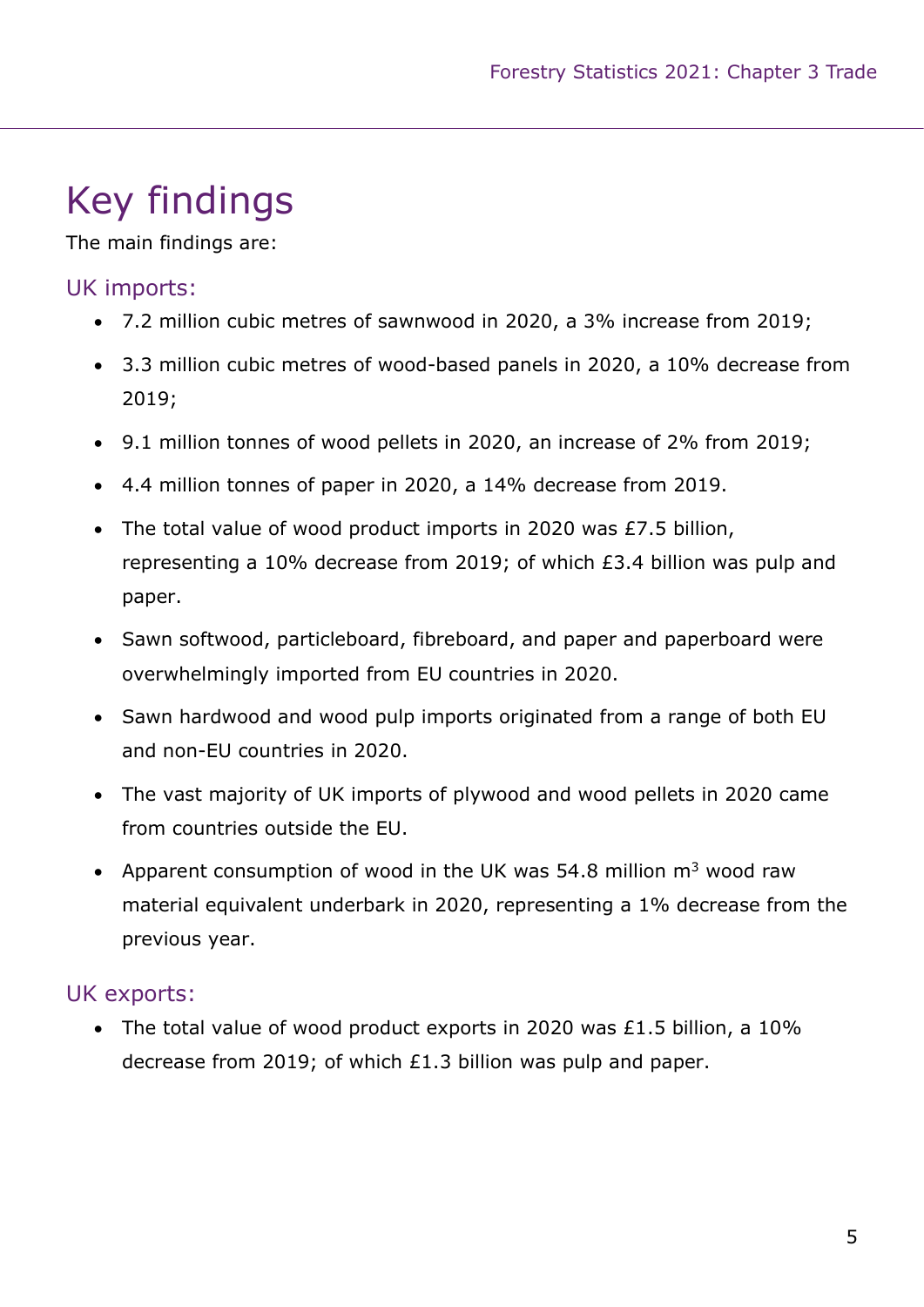# Key findings

The main findings are:

## UK imports:

- 7.2 million cubic metres of sawnwood in 2020, a 3% increase from 2019;
- 3.3 million cubic metres of wood-based panels in 2020, a 10% decrease from 2019;
- 9.1 million tonnes of wood pellets in 2020, an increase of 2% from 2019;
- 4.4 million tonnes of paper in 2020, a 14% decrease from 2019.
- The total value of wood product imports in 2020 was £7.5 billion, representing a 10% decrease from 2019; of which £3.4 billion was pulp and paper.
- Sawn softwood, particleboard, fibreboard, and paper and paperboard were overwhelmingly imported from EU countries in 2020.
- Sawn hardwood and wood pulp imports originated from a range of both EU and non-EU countries in 2020.
- The vast majority of UK imports of plywood and wood pellets in 2020 came from countries outside the EU.
- Apparent consumption of wood in the UK was 54.8 million $m^3$ wood raw material equivalent underbark in 2020, representing a 1% decrease from the previous year.

## UK exports:

- The total value of wood product exports in 2020 was £1.5 billion, a 10% decrease from 2019; of which £1.3 billion was pulp and paper.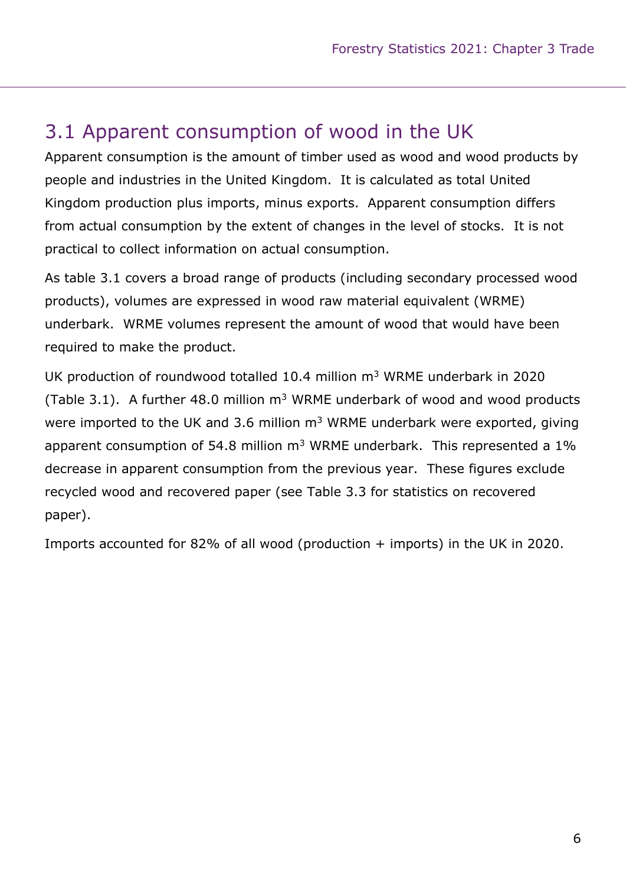## 3.1 Apparent consumption of wood in the UK

Apparent consumption is the amount of timber used as wood and wood products by people and industries in the United Kingdom. It is calculated as total United Kingdom production plus imports, minus exports. Apparent consumption differs from actual consumption by the extent of changes in the level of stocks. It is not practical to collect information on actual consumption.

As table 3.1 covers a broad range of products (including secondary processed wood products), volumes are expressed in wood raw material equivalent (WRME) underbark. WRME volumes represent the amount of wood that would have been required to make the product.

UK production of roundwood totalled 10.4 million $m^3$ WRME underbark in 2020 (Table 3.1). A further 48.0 million $m^3$ WRME underbark of wood and wood products were imported to the UK and 3.6 million $m^3$ WRME underbark were exported, giving apparent consumption of 54.8 million $m^3$ WRME underbark. This represented a 1% decrease in apparent consumption from the previous year. These figures exclude recycled wood and recovered paper (see Table 3.3 for statistics on recovered paper).

Imports accounted for 82% of all wood (production + imports) in the UK in 2020.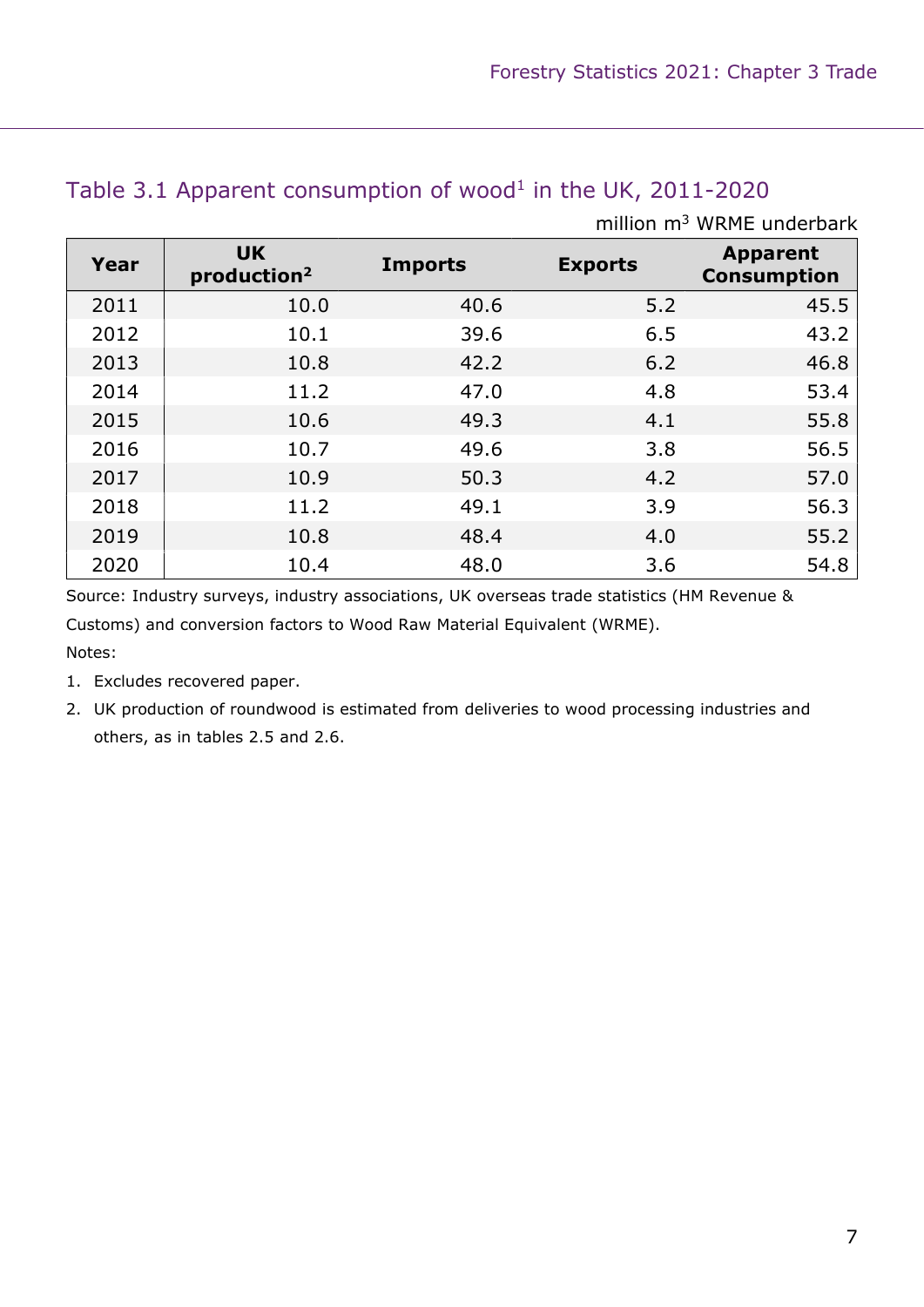## Table 3.1 Apparent consumption of wood[1] in the UK, 2011-2020

million $m^3$ WRME underbark

| Year | UK production[2] | Imports | Exports | Apparent Consumption |
|---|---|---|---|---|
| 2011 | 10.0 | 40.6 | 5.2 | 45.5 |
| 2012 | 10.1 | 39.6 | 6.5 | 43.2 |
| 2013 | 10.8 | 42.2 | 6.2 | 46.8 |
| 2014 | 11.2 | 47.0 | 4.8 | 53.4 |
| 2015 | 10.6 | 49.3 | 4.1 | 55.8 |
| 2016 | 10.7 | 49.6 | 3.8 | 56.5 |
| 2017 | 10.9 | 50.3 | 4.2 | 57.0 |
| 2018 | 11.2 | 49.1 | 3.9 | 56.3 |
| 2019 | 10.8 | 48.4 | 4.0 | 55.2 |
| 2020 | 10.4 | 48.0 | 3.6 | 54.8 |

Source: Industry surveys, industry associations, UK overseas trade statistics (HM Revenue & Customs) and conversion factors to Wood Raw Material Equivalent (WRME).

Notes:

1. Excludes recovered paper.
2. UK production of roundwood is estimated from deliveries to wood processing industries and others, as in tables 2.5 and 2.6.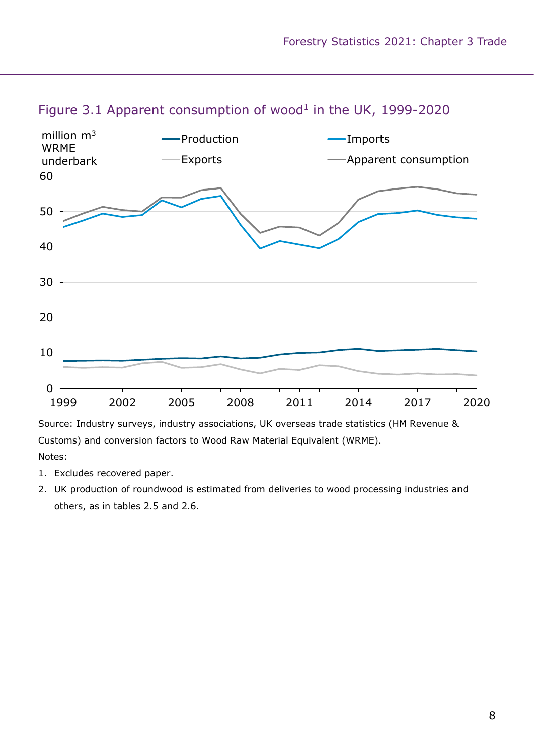## Figure 3.1 Apparent consumption of wood[1] in the UK, 1999-2020

Source: Industry surveys, industry associations, UK overseas trade statistics (HM Revenue & Customs) and conversion factors to Wood Raw Material Equivalent (WRME).

Notes:

1. Excludes recovered paper.
2. UK production of roundwood is estimated from deliveries to wood processing industries and others, as in tables 2.5 and 2.6.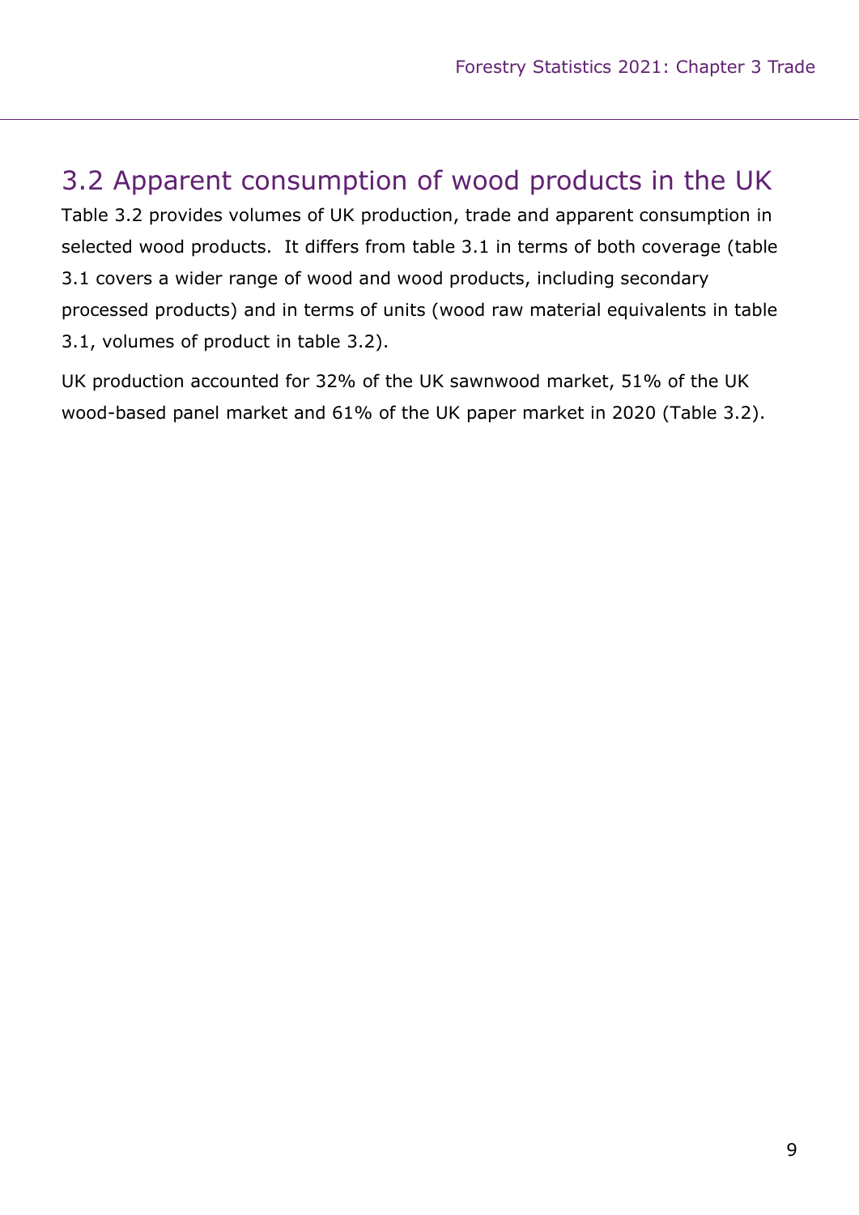## 3.2 Apparent consumption of wood products in the UK

Table 3.2 provides volumes of UK production, trade and apparent consumption in selected wood products. It differs from table 3.1 in terms of both coverage (table 3.1 covers a wider range of wood and wood products, including secondary processed products) and in terms of units (wood raw material equivalents in table 3.1, volumes of product in table 3.2).

UK production accounted for 32% of the UK sawnwood market, 51% of the UK wood-based panel market and 61% of the UK paper market in 2020 (Table 3.2).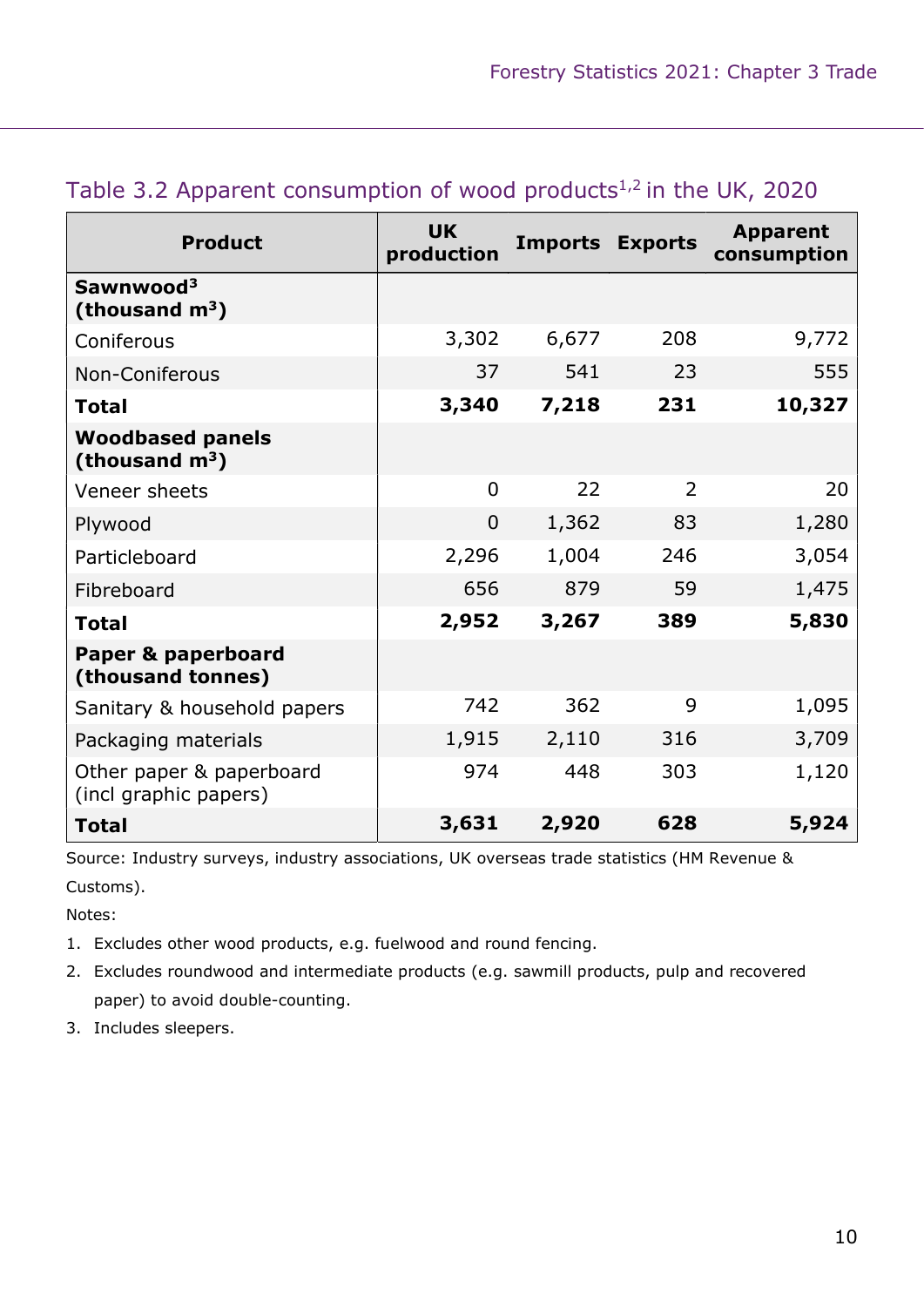## Table 3.2 Apparent consumption of wood products[1,2] in the UK, 2020

| Product | UK production | Imports | Exports | Apparent consumption |
|---|---|---|---|---|
| **Sawnwood[3] (thousand m³)** | | | | |
| Coniferous | 3,302 | 6,677 | 208 | 9,772 |
| Non-Coniferous | 37 | 541 | 23 | 555 |
| **Total** | **3,340** | **7,218** | **231** | **10,327** |
| **Woodbased panels (thousand m³)** | | | | |
| Veneer sheets | 0 | 22 | 2 | 20 |
| Plywood | 0 | 1,362 | 83 | 1,280 |
| Particleboard | 2,296 | 1,004 | 246 | 3,054 |
| Fibreboard | 656 | 879 | 59 | 1,475 |
| **Total** | **2,952** | **3,267** | **389** | **5,830** |
| **Paper & paperboard (thousand tonnes)** | | | | |
| Sanitary & household papers | 742 | 362 | 9 | 1,095 |
| Packaging materials | 1,915 | 2,110 | 316 | 3,709 |
| Other paper & paperboard (incl graphic papers) | 974 | 448 | 303 | 1,120 |
| **Total** | **3,631** | **2,920** | **628** | **5,924** |

Source: Industry surveys, industry associations, UK overseas trade statistics (HM Revenue & Customs).

Notes:

1. Excludes other wood products, e.g. fuelwood and round fencing.
2. Excludes roundwood and intermediate products (e.g. sawmill products, pulp and recovered paper) to avoid double-counting.
3. Includes sleepers.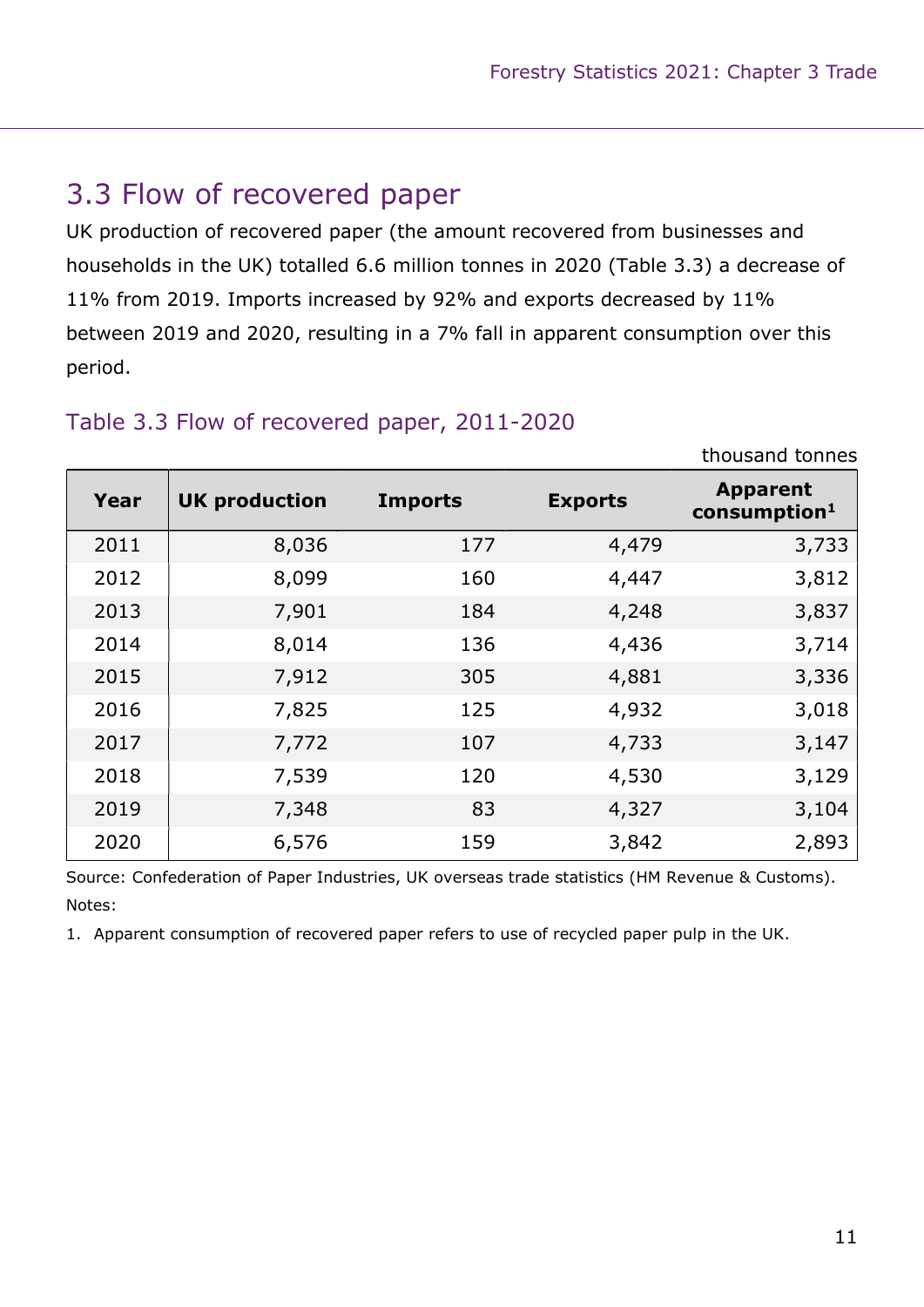## 3.3 Flow of recovered paper

UK production of recovered paper (the amount recovered from businesses and households in the UK) totalled 6.6 million tonnes in 2020 (Table 3.3) a decrease of 11% from 2019. Imports increased by 92% and exports decreased by 11% between 2019 and 2020, resulting in a 7% fall in apparent consumption over this period.

### Table 3.3 Flow of recovered paper, 2011-2020

thousand tonnes

| Year | UK production | Imports | Exports | Apparent consumption[1] |
|---|---|---|---|---|
| 2011 | 8,036 | 177 | 4,479 | 3,733 |
| 2012 | 8,099 | 160 | 4,447 | 3,812 |
| 2013 | 7,901 | 184 | 4,248 | 3,837 |
| 2014 | 8,014 | 136 | 4,436 | 3,714 |
| 2015 | 7,912 | 305 | 4,881 | 3,336 |
| 2016 | 7,825 | 125 | 4,932 | 3,018 |
| 2017 | 7,772 | 107 | 4,733 | 3,147 |
| 2018 | 7,539 | 120 | 4,530 | 3,129 |
| 2019 | 7,348 | 83 | 4,327 | 3,104 |
| 2020 | 6,576 | 159 | 3,842 | 2,893 |

Source: Confederation of Paper Industries, UK overseas trade statistics (HM Revenue & Customs).

Notes:

1. Apparent consumption of recovered paper refers to use of recycled paper pulp in the UK.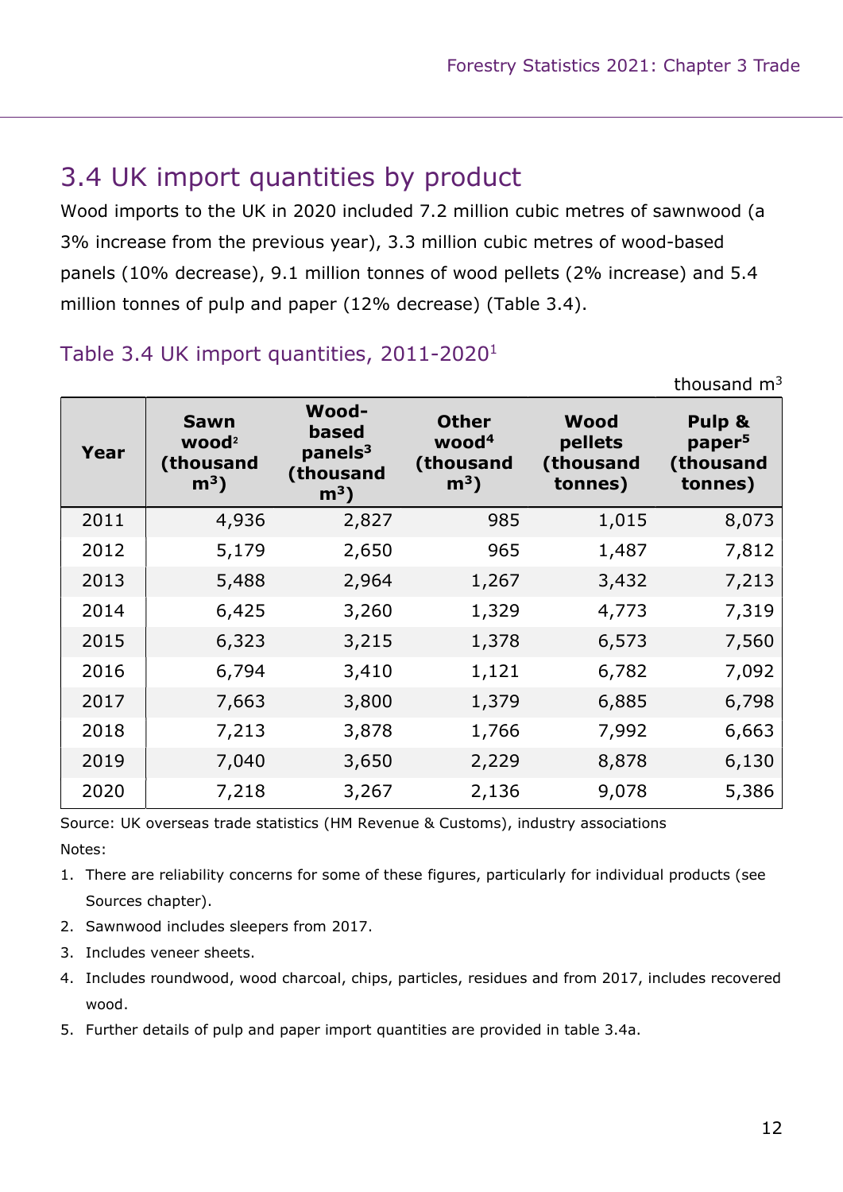## 3.4 UK import quantities by product

Wood imports to the UK in 2020 included 7.2 million cubic metres of sawnwood (a 3% increase from the previous year), 3.3 million cubic metres of wood-based panels (10% decrease), 9.1 million tonnes of wood pellets (2% increase) and 5.4 million tonnes of pulp and paper (12% decrease) (Table 3.4).

### Table 3.4 UK import quantities, 2011-2020[1]

thousand $m^3$

| Year | Sawn wood[2] (thousand $m^3$) | Wood-based panels[3] (thousand $m^3$) | Other wood[4] (thousand $m^3$) | Wood pellets (thousand tonnes) | Pulp & paper[5] (thousand tonnes) |
|---|---|---|---|---|---|
| 2011 | 4,936 | 2,827 | 985 | 1,015 | 8,073 |
| 2012 | 5,179 | 2,650 | 965 | 1,487 | 7,812 |
| 2013 | 5,488 | 2,964 | 1,267 | 3,432 | 7,213 |
| 2014 | 6,425 | 3,260 | 1,329 | 4,773 | 7,319 |
| 2015 | 6,323 | 3,215 | 1,378 | 6,573 | 7,560 |
| 2016 | 6,794 | 3,410 | 1,121 | 6,782 | 7,092 |
| 2017 | 7,663 | 3,800 | 1,379 | 6,885 | 6,798 |
| 2018 | 7,213 | 3,878 | 1,766 | 7,992 | 6,663 |
| 2019 | 7,040 | 3,650 | 2,229 | 8,878 | 6,130 |
| 2020 | 7,218 | 3,267 | 2,136 | 9,078 | 5,386 |

Source: UK overseas trade statistics (HM Revenue & Customs), industry associations

Notes:

1. There are reliability concerns for some of these figures, particularly for individual products (see Sources chapter).
2. Sawnwood includes sleepers from 2017.
3. Includes veneer sheets.
4. Includes roundwood, wood charcoal, chips, particles, residues and from 2017, includes recovered wood.
5. Further details of pulp and paper import quantities are provided in table 3.4a.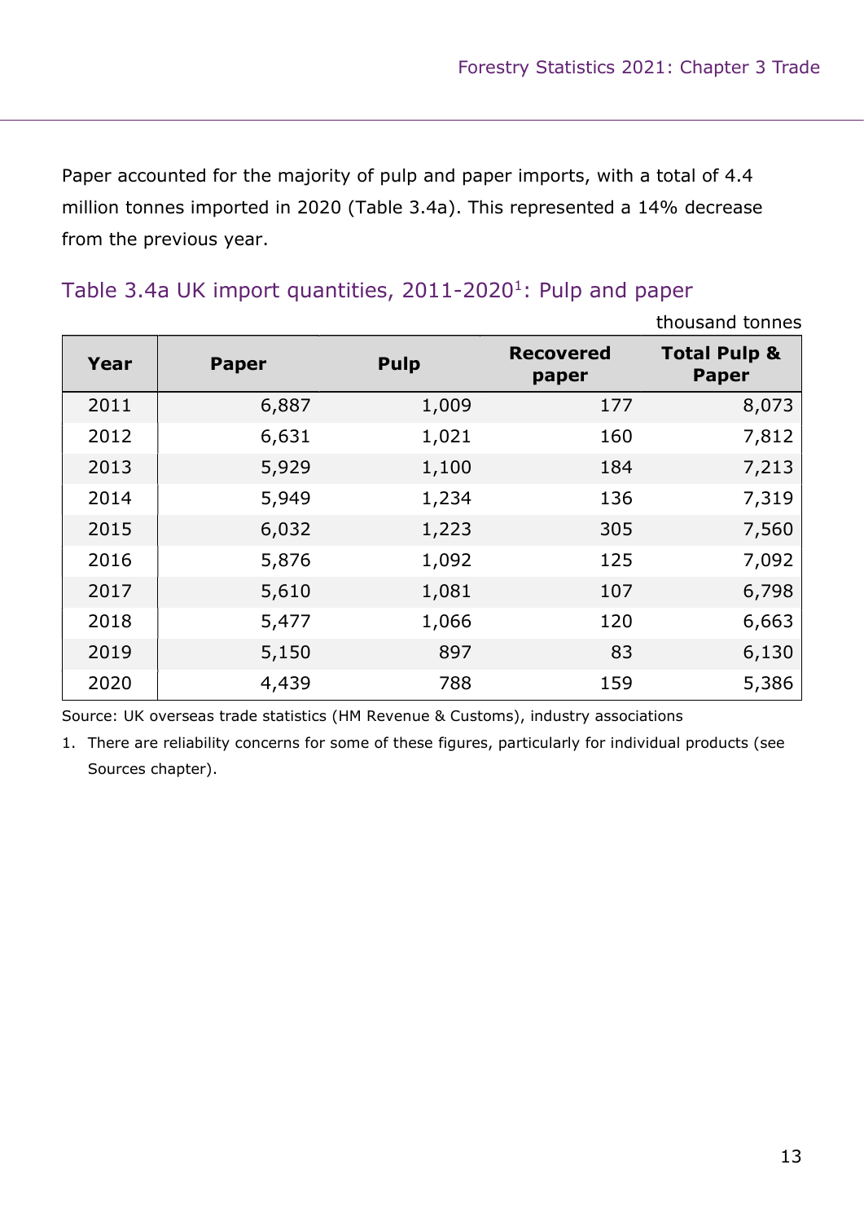Paper accounted for the majority of pulp and paper imports, with a total of 4.4 million tonnes imported in 2020 (Table 3.4a). This represented a 14% decrease from the previous year.

## Table 3.4a UK import quantities, 2011-2020[1]: Pulp and paper

thousand tonnes

| Year | Paper | Pulp | Recovered paper | Total Pulp & Paper |
|---|---|---|---|---|
| 2011 | 6,887 | 1,009 | 177 | 8,073 |
| 2012 | 6,631 | 1,021 | 160 | 7,812 |
| 2013 | 5,929 | 1,100 | 184 | 7,213 |
| 2014 | 5,949 | 1,234 | 136 | 7,319 |
| 2015 | 6,032 | 1,223 | 305 | 7,560 |
| 2016 | 5,876 | 1,092 | 125 | 7,092 |
| 2017 | 5,610 | 1,081 | 107 | 6,798 |
| 2018 | 5,477 | 1,066 | 120 | 6,663 |
| 2019 | 5,150 | 897 | 83 | 6,130 |
| 2020 | 4,439 | 788 | 159 | 5,386 |

Source: UK overseas trade statistics (HM Revenue & Customs), industry associations

1. There are reliability concerns for some of these figures, particularly for individual products (see Sources chapter).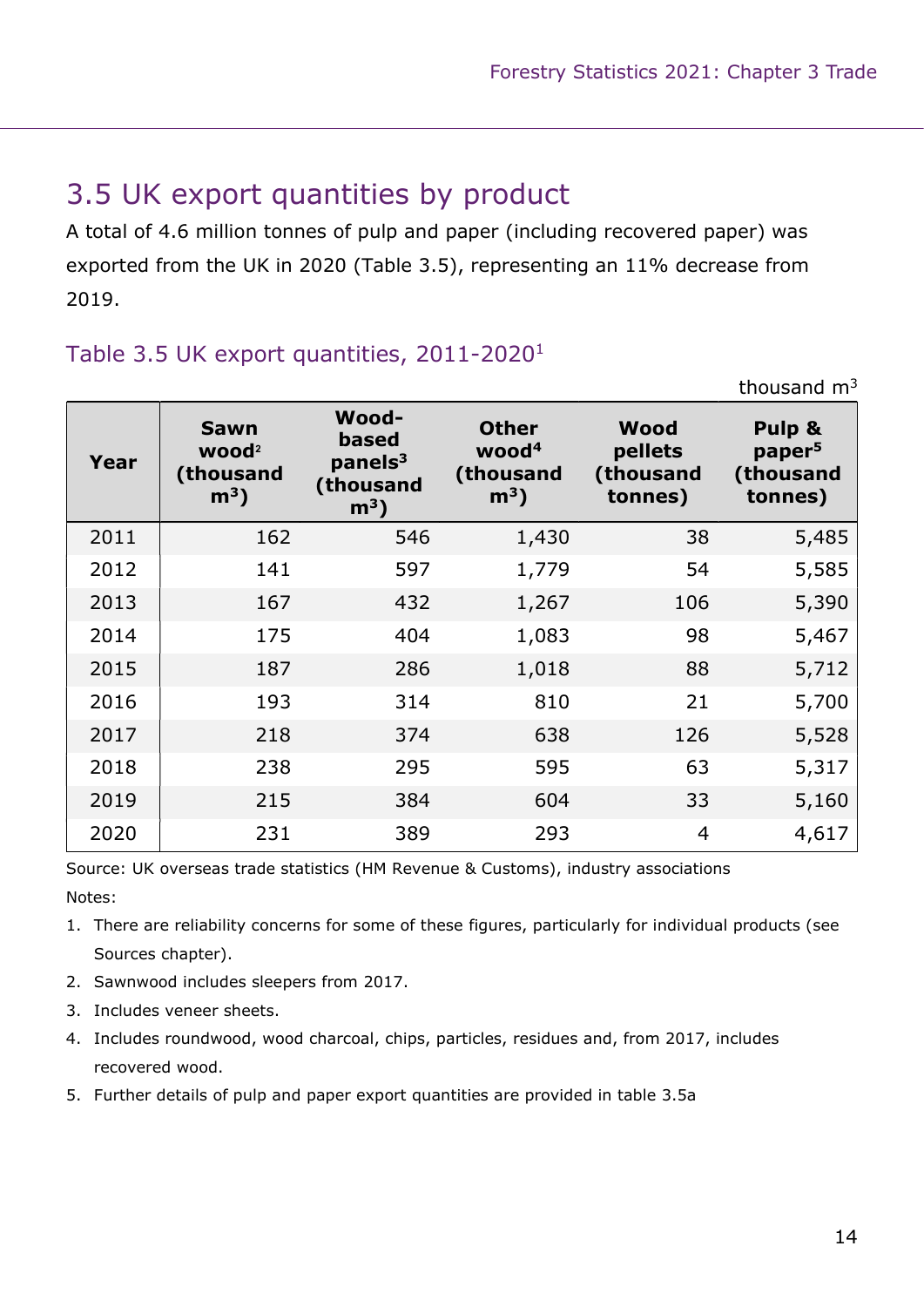## 3.5 UK export quantities by product

A total of 4.6 million tonnes of pulp and paper (including recovered paper) was exported from the UK in 2020 (Table 3.5), representing an 11% decrease from 2019.

### Table 3.5 UK export quantities, 2011-2020[1]

thousand $m^3$

| Year | Sawn wood[2] (thousand $m^3$) | Wood-based panels[3] (thousand $m^3$) | Other wood[4] (thousand $m^3$) | Wood pellets (thousand tonnes) | Pulp & paper[5] (thousand tonnes) |
|---|---|---|---|---|---|
| 2011 | 162 | 546 | 1,430 | 38 | 5,485 |
| 2012 | 141 | 597 | 1,779 | 54 | 5,585 |
| 2013 | 167 | 432 | 1,267 | 106 | 5,390 |
| 2014 | 175 | 404 | 1,083 | 98 | 5,467 |
| 2015 | 187 | 286 | 1,018 | 88 | 5,712 |
| 2016 | 193 | 314 | 810 | 21 | 5,700 |
| 2017 | 218 | 374 | 638 | 126 | 5,528 |
| 2018 | 238 | 295 | 595 | 63 | 5,317 |
| 2019 | 215 | 384 | 604 | 33 | 5,160 |
| 2020 | 231 | 389 | 293 | 4 | 4,617 |

Source: UK overseas trade statistics (HM Revenue & Customs), industry associations

Notes:

1. There are reliability concerns for some of these figures, particularly for individual products (see Sources chapter).
2. Sawnwood includes sleepers from 2017.
3. Includes veneer sheets.
4. Includes roundwood, wood charcoal, chips, particles, residues and, from 2017, includes recovered wood.
5. Further details of pulp and paper export quantities are provided in table 3.5a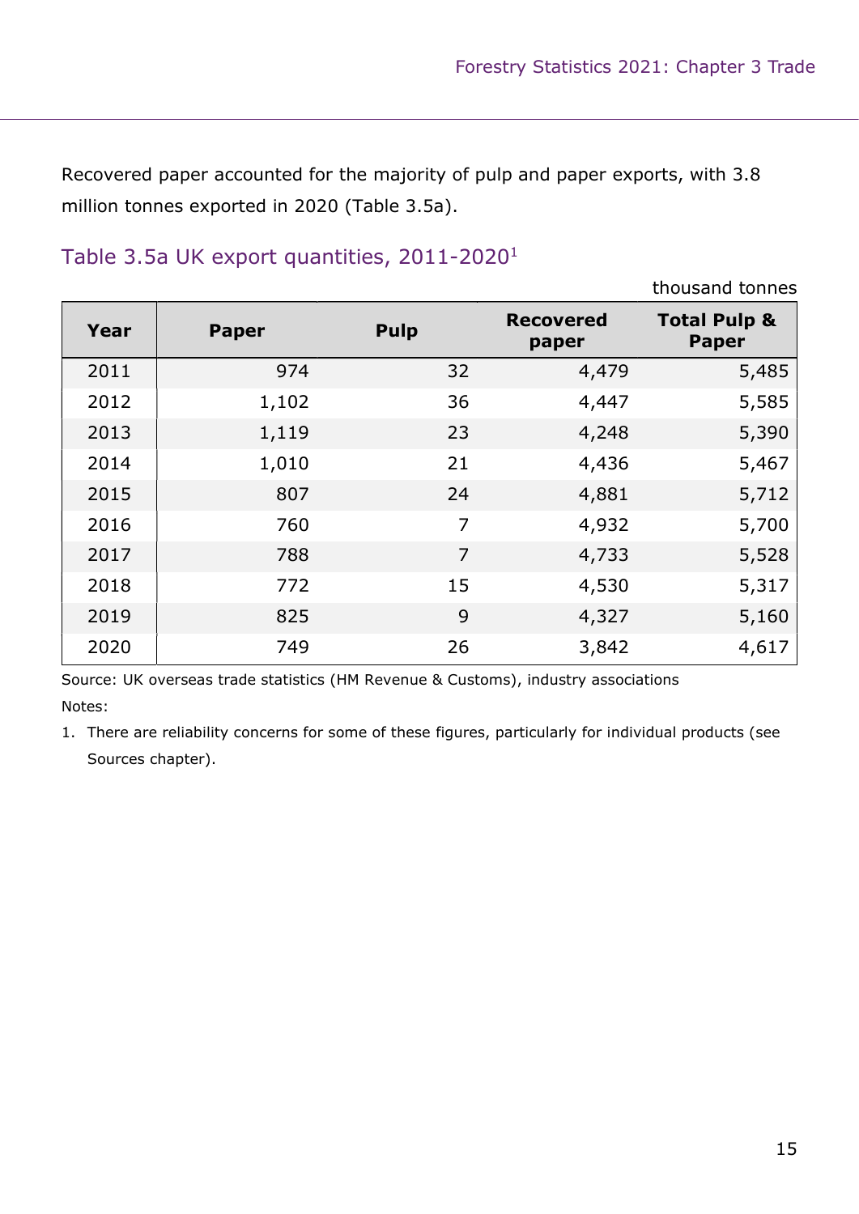Recovered paper accounted for the majority of pulp and paper exports, with 3.8 million tonnes exported in 2020 (Table 3.5a).

### Table 3.5a UK export quantities, 2011-2020[1]

thousand tonnes

| Year | Paper | Pulp | Recovered paper | Total Pulp & Paper |
|---|---|---|---|---|
| 2011 | 974 | 32 | 4,479 | 5,485 |
| 2012 | 1,102 | 36 | 4,447 | 5,585 |
| 2013 | 1,119 | 23 | 4,248 | 5,390 |
| 2014 | 1,010 | 21 | 4,436 | 5,467 |
| 2015 | 807 | 24 | 4,881 | 5,712 |
| 2016 | 760 | 7 | 4,932 | 5,700 |
| 2017 | 788 | 7 | 4,733 | 5,528 |
| 2018 | 772 | 15 | 4,530 | 5,317 |
| 2019 | 825 | 9 | 4,327 | 5,160 |
| 2020 | 749 | 26 | 3,842 | 4,617 |

Source: UK overseas trade statistics (HM Revenue & Customs), industry associations

Notes:

1. There are reliability concerns for some of these figures, particularly for individual products (see Sources chapter).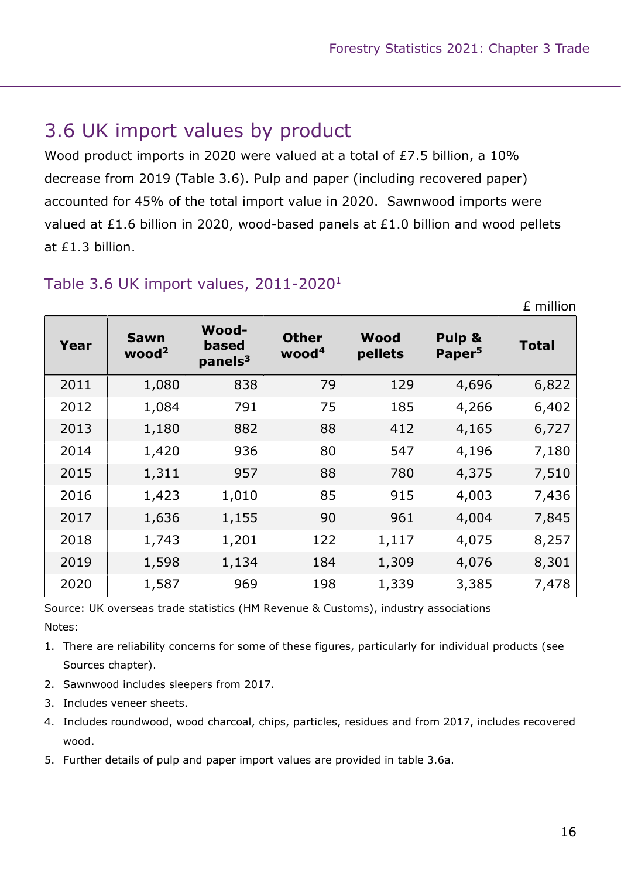## 3.6 UK import values by product

Wood product imports in 2020 were valued at a total of £7.5 billion, a 10% decrease from 2019 (Table 3.6). Pulp and paper (including recovered paper) accounted for 45% of the total import value in 2020. Sawnwood imports were valued at £1.6 billion in 2020, wood-based panels at £1.0 billion and wood pellets at £1.3 billion.

### Table 3.6 UK import values, 2011-2020[1]

£ million

| Year | Sawn wood[2] | Wood-based panels[3] | Other wood[4] | Wood pellets | Pulp & Paper[5] | Total |
|---|---|---|---|---|---|---|
| 2011 | 1,080 | 838 | 79 | 129 | 4,696 | 6,822 |
| 2012 | 1,084 | 791 | 75 | 185 | 4,266 | 6,402 |
| 2013 | 1,180 | 882 | 88 | 412 | 4,165 | 6,727 |
| 2014 | 1,420 | 936 | 80 | 547 | 4,196 | 7,180 |
| 2015 | 1,311 | 957 | 88 | 780 | 4,375 | 7,510 |
| 2016 | 1,423 | 1,010 | 85 | 915 | 4,003 | 7,436 |
| 2017 | 1,636 | 1,155 | 90 | 961 | 4,004 | 7,845 |
| 2018 | 1,743 | 1,201 | 122 | 1,117 | 4,075 | 8,257 |
| 2019 | 1,598 | 1,134 | 184 | 1,309 | 4,076 | 8,301 |
| 2020 | 1,587 | 969 | 198 | 1,339 | 3,385 | 7,478 |

Source: UK overseas trade statistics (HM Revenue & Customs), industry associations

Notes:

1. There are reliability concerns for some of these figures, particularly for individual products (see Sources chapter).
2. Sawnwood includes sleepers from 2017.
3. Includes veneer sheets.
4. Includes roundwood, wood charcoal, chips, particles, residues and from 2017, includes recovered wood.
5. Further details of pulp and paper import values are provided in table 3.6a.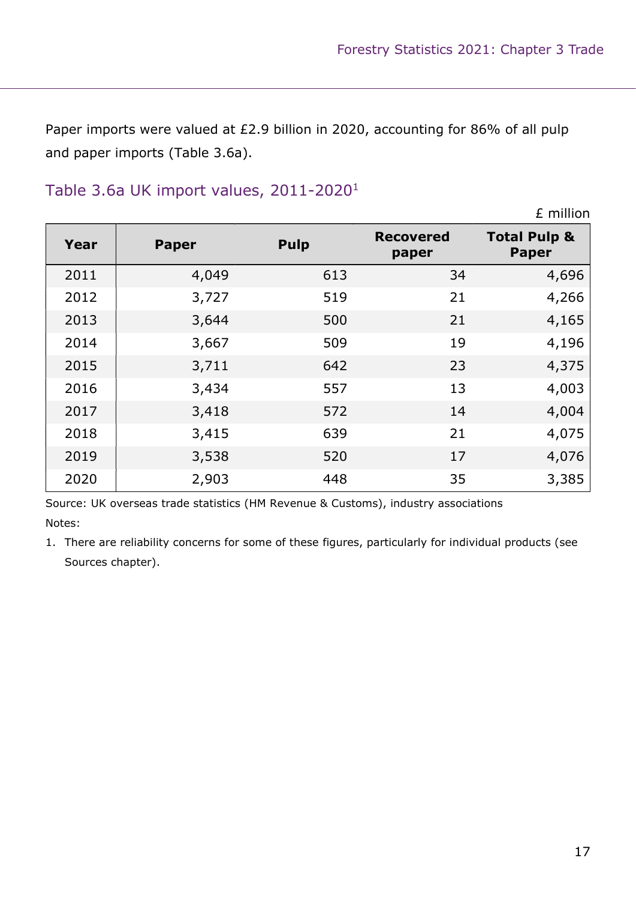Paper imports were valued at £2.9 billion in 2020, accounting for 86% of all pulp and paper imports (Table 3.6a).

## Table 3.6a UK import values, 2011-2020[1]

£ million

| Year | Paper | Pulp | Recovered paper | Total Pulp & Paper |
|---|---|---|---|---|
| 2011 | 4,049 | 613 | 34 | 4,696 |
| 2012 | 3,727 | 519 | 21 | 4,266 |
| 2013 | 3,644 | 500 | 21 | 4,165 |
| 2014 | 3,667 | 509 | 19 | 4,196 |
| 2015 | 3,711 | 642 | 23 | 4,375 |
| 2016 | 3,434 | 557 | 13 | 4,003 |
| 2017 | 3,418 | 572 | 14 | 4,004 |
| 2018 | 3,415 | 639 | 21 | 4,075 |
| 2019 | 3,538 | 520 | 17 | 4,076 |
| 2020 | 2,903 | 448 | 35 | 3,385 |

Source: UK overseas trade statistics (HM Revenue & Customs), industry associations

Notes:

1. There are reliability concerns for some of these figures, particularly for individual products (see Sources chapter).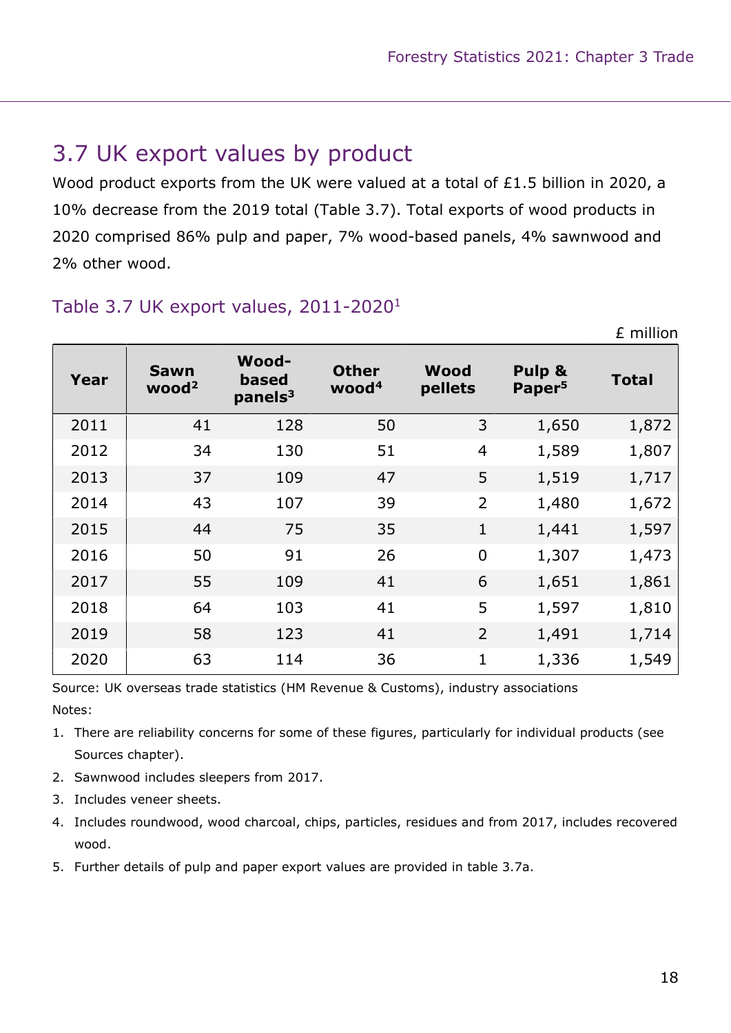## 3.7 UK export values by product

Wood product exports from the UK were valued at a total of £1.5 billion in 2020, a 10% decrease from the 2019 total (Table 3.7). Total exports of wood products in 2020 comprised 86% pulp and paper, 7% wood-based panels, 4% sawnwood and 2% other wood.

### Table 3.7 UK export values, 2011-2020[1]

£ million

| Year | Sawn wood[2] | Wood-based panels[3] | Other wood[4] | Wood pellets | Pulp & Paper[5] | Total |
|---|---|---|---|---|---|---|
| 2011 | 41 | 128 | 50 | 3 | 1,650 | 1,872 |
| 2012 | 34 | 130 | 51 | 4 | 1,589 | 1,807 |
| 2013 | 37 | 109 | 47 | 5 | 1,519 | 1,717 |
| 2014 | 43 | 107 | 39 | 2 | 1,480 | 1,672 |
| 2015 | 44 | 75 | 35 | 1 | 1,441 | 1,597 |
| 2016 | 50 | 91 | 26 | 0 | 1,307 | 1,473 |
| 2017 | 55 | 109 | 41 | 6 | 1,651 | 1,861 |
| 2018 | 64 | 103 | 41 | 5 | 1,597 | 1,810 |
| 2019 | 58 | 123 | 41 | 2 | 1,491 | 1,714 |
| 2020 | 63 | 114 | 36 | 1 | 1,336 | 1,549 |

Source: UK overseas trade statistics (HM Revenue & Customs), industry associations

Notes:

1. There are reliability concerns for some of these figures, particularly for individual products (see Sources chapter).
2. Sawnwood includes sleepers from 2017.
3. Includes veneer sheets.
4. Includes roundwood, wood charcoal, chips, particles, residues and from 2017, includes recovered wood.
5. Further details of pulp and paper export values are provided in table 3.7a.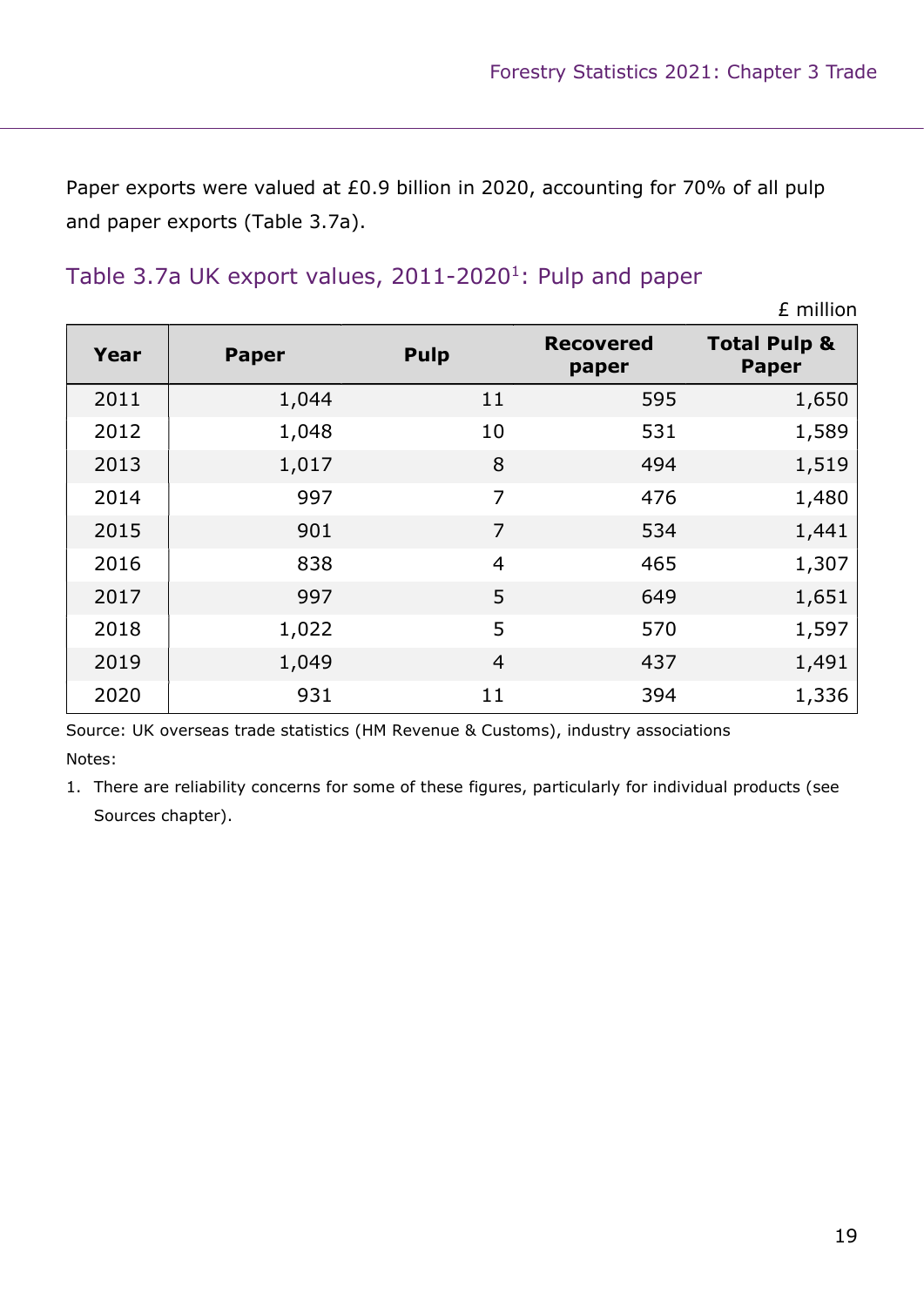Paper exports were valued at £0.9 billion in 2020, accounting for 70% of all pulp and paper exports (Table 3.7a).

## Table 3.7a UK export values, 2011-2020[1]: Pulp and paper

£ million

| Year | Paper | Pulp | Recovered paper | Total Pulp & Paper |
|---|---|---|---|---|
| 2011 | 1,044 | 11 | 595 | 1,650 |
| 2012 | 1,048 | 10 | 531 | 1,589 |
| 2013 | 1,017 | 8 | 494 | 1,519 |
| 2014 | 997 | 7 | 476 | 1,480 |
| 2015 | 901 | 7 | 534 | 1,441 |
| 2016 | 838 | 4 | 465 | 1,307 |
| 2017 | 997 | 5 | 649 | 1,651 |
| 2018 | 1,022 | 5 | 570 | 1,597 |
| 2019 | 1,049 | 4 | 437 | 1,491 |
| 2020 | 931 | 11 | 394 | 1,336 |

Source: UK overseas trade statistics (HM Revenue & Customs), industry associations

Notes:

1. There are reliability concerns for some of these figures, particularly for individual products (see Sources chapter).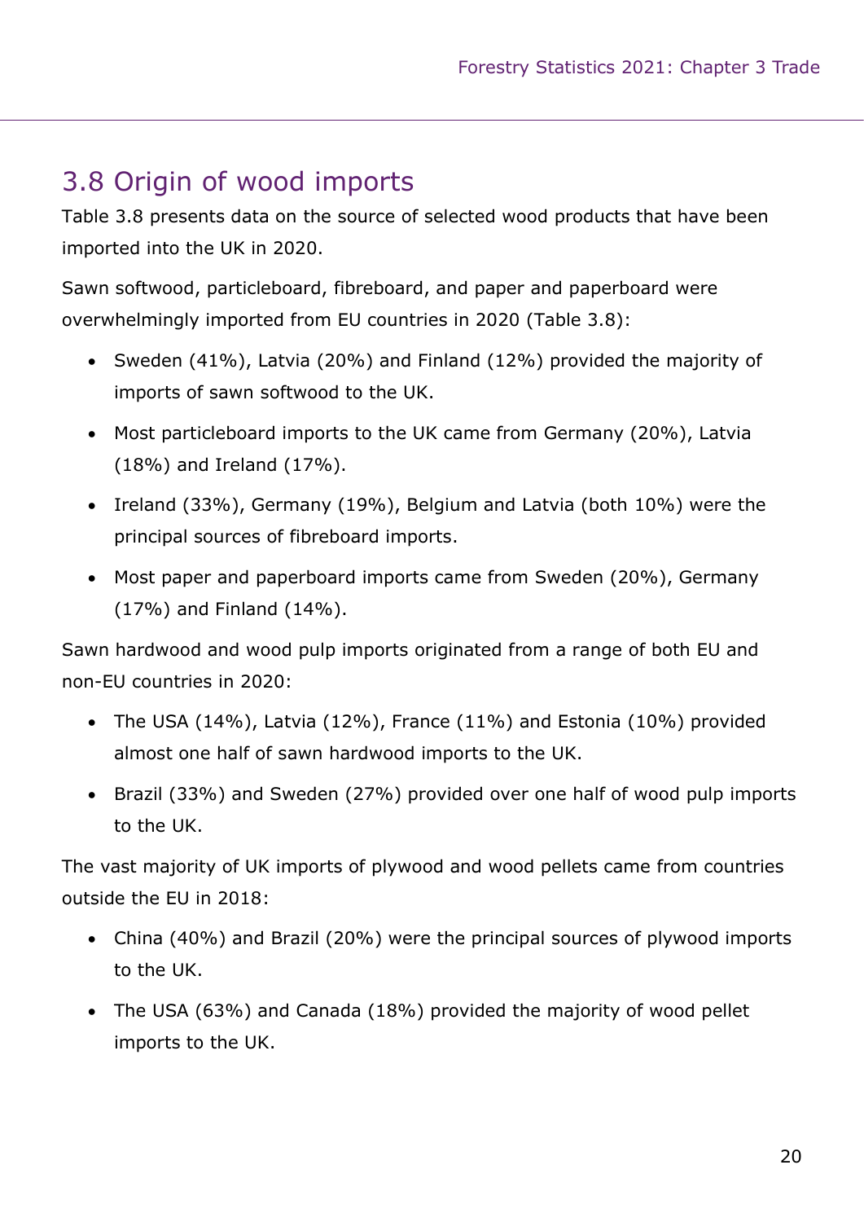## 3.8 Origin of wood imports

Table 3.8 presents data on the source of selected wood products that have been imported into the UK in 2020.

Sawn softwood, particleboard, fibreboard, and paper and paperboard were overwhelmingly imported from EU countries in 2020 (Table 3.8):

- Sweden (41%), Latvia (20%) and Finland (12%) provided the majority of imports of sawn softwood to the UK.
- Most particleboard imports to the UK came from Germany (20%), Latvia (18%) and Ireland (17%).
- Ireland (33%), Germany (19%), Belgium and Latvia (both 10%) were the principal sources of fibreboard imports.
- Most paper and paperboard imports came from Sweden (20%), Germany (17%) and Finland (14%).

Sawn hardwood and wood pulp imports originated from a range of both EU and non-EU countries in 2020:

- The USA (14%), Latvia (12%), France (11%) and Estonia (10%) provided almost one half of sawn hardwood imports to the UK.
- Brazil (33%) and Sweden (27%) provided over one half of wood pulp imports to the UK.

The vast majority of UK imports of plywood and wood pellets came from countries outside the EU in 2018:

- China (40%) and Brazil (20%) were the principal sources of plywood imports to the UK.
- The USA (63%) and Canada (18%) provided the majority of wood pellet imports to the UK.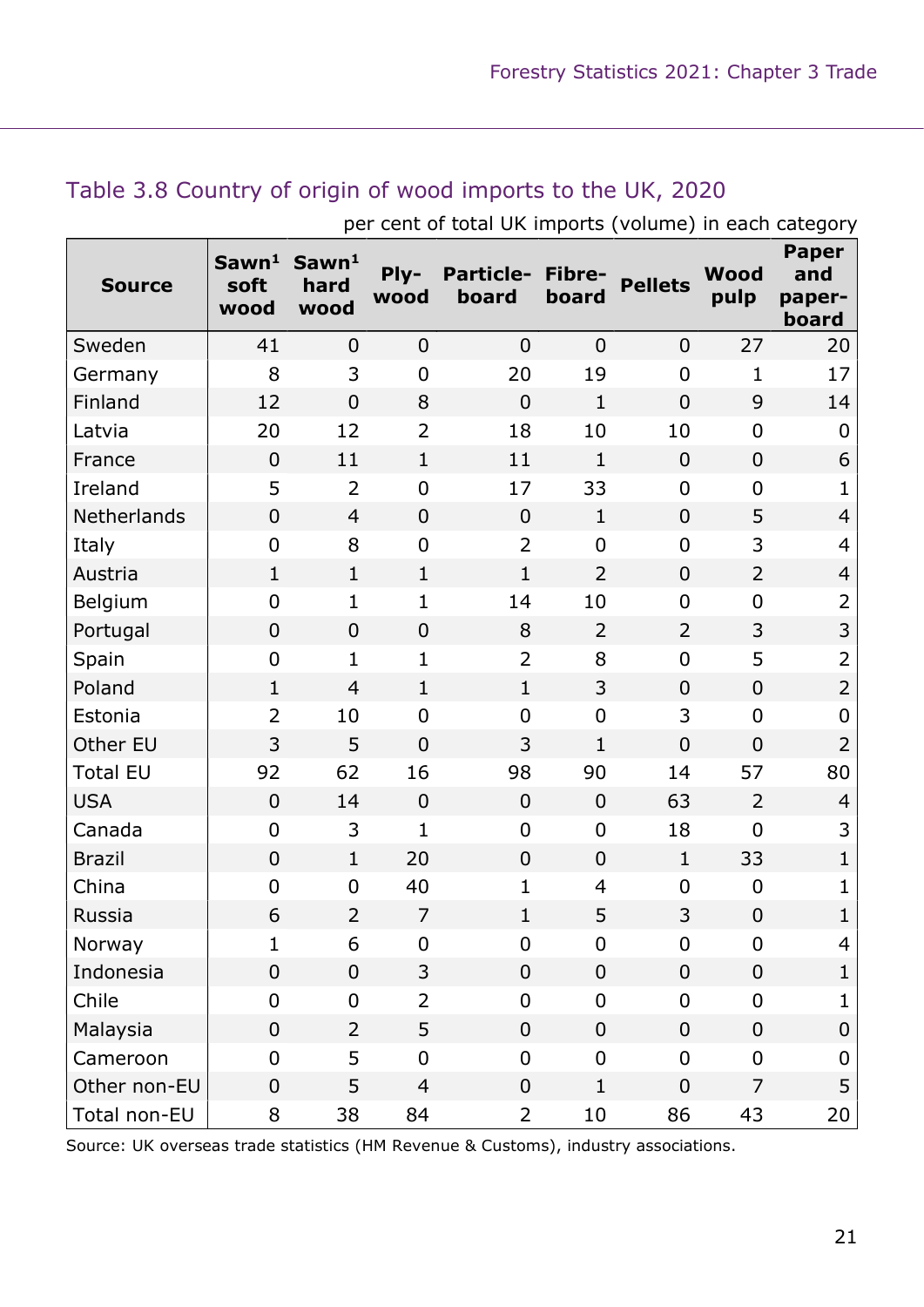## Table 3.8 Country of origin of wood imports to the UK, 2020

per cent of total UK imports (volume) in each category

| Source | Sawn[1] soft wood | Sawn[1] hard wood | Ply-wood | Particle-board | Fibre-board | Pellets | Wood pulp | Paper and paper-board |
|---|---|---|---|---|---|---|---|---|
| Sweden | 41 | 0 | 0 | 0 | 0 | 0 | 27 | 20 |
| Germany | 8 | 3 | 0 | 20 | 19 | 0 | 1 | 17 |
| Finland | 12 | 0 | 8 | 0 | 1 | 0 | 9 | 14 |
| Latvia | 20 | 12 | 2 | 18 | 10 | 10 | 0 | 0 |
| France | 0 | 11 | 1 | 11 | 1 | 0 | 0 | 6 |
| Ireland | 5 | 2 | 0 | 17 | 33 | 0 | 0 | 1 |
| Netherlands | 0 | 4 | 0 | 0 | 1 | 0 | 5 | 4 |
| Italy | 0 | 8 | 0 | 2 | 0 | 0 | 3 | 4 |
| Austria | 1 | 1 | 1 | 1 | 2 | 0 | 2 | 4 |
| Belgium | 0 | 1 | 1 | 14 | 10 | 0 | 0 | 2 |
| Portugal | 0 | 0 | 0 | 8 | 2 | 2 | 3 | 3 |
| Spain | 0 | 1 | 1 | 2 | 8 | 0 | 5 | 2 |
| Poland | 1 | 4 | 1 | 1 | 3 | 0 | 0 | 2 |
| Estonia | 2 | 10 | 0 | 0 | 0 | 3 | 0 | 0 |
| Other EU | 3 | 5 | 0 | 3 | 1 | 0 | 0 | 2 |
| Total EU | 92 | 62 | 16 | 98 | 90 | 14 | 57 | 80 |
| USA | 0 | 14 | 0 | 0 | 0 | 63 | 2 | 4 |
| Canada | 0 | 3 | 1 | 0 | 0 | 18 | 0 | 3 |
| Brazil | 0 | 1 | 20 | 0 | 0 | 1 | 33 | 1 |
| China | 0 | 0 | 40 | 1 | 4 | 0 | 0 | 1 |
| Russia | 6 | 2 | 7 | 1 | 5 | 3 | 0 | 1 |
| Norway | 1 | 6 | 0 | 0 | 0 | 0 | 0 | 4 |
| Indonesia | 0 | 0 | 3 | 0 | 0 | 0 | 0 | 1 |
| Chile | 0 | 0 | 2 | 0 | 0 | 0 | 0 | 1 |
| Malaysia | 0 | 2 | 5 | 0 | 0 | 0 | 0 | 0 |
| Cameroon | 0 | 5 | 0 | 0 | 0 | 0 | 0 | 0 |
| Other non-EU | 0 | 5 | 4 | 0 | 1 | 0 | 7 | 5 |
| Total non-EU | 8 | 38 | 84 | 2 | 10 | 86 | 43 | 20 |

Source: UK overseas trade statistics (HM Revenue & Customs), industry associations.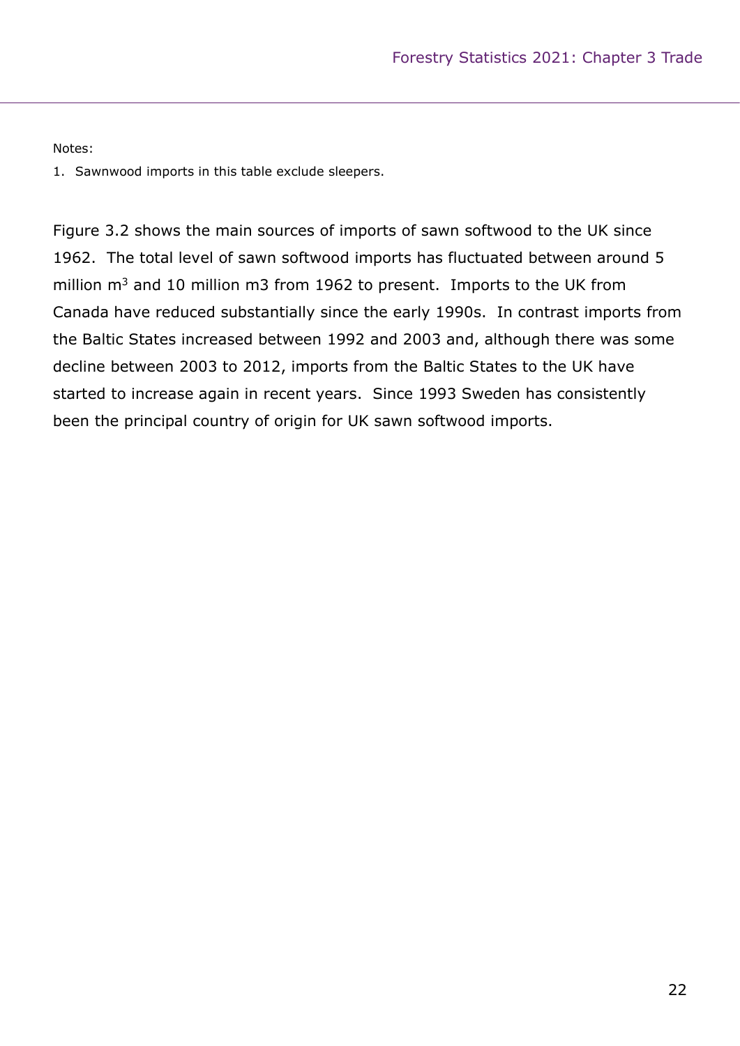Notes:

1. Sawnwood imports in this table exclude sleepers.

Figure 3.2 shows the main sources of imports of sawn softwood to the UK since 1962. The total level of sawn softwood imports has fluctuated between around 5 million $m^3$ and 10 million m3 from 1962 to present. Imports to the UK from Canada have reduced substantially since the early 1990s. In contrast imports from the Baltic States increased between 1992 and 2003 and, although there was some decline between 2003 to 2012, imports from the Baltic States to the UK have started to increase again in recent years. Since 1993 Sweden has consistently been the principal country of origin for UK sawn softwood imports.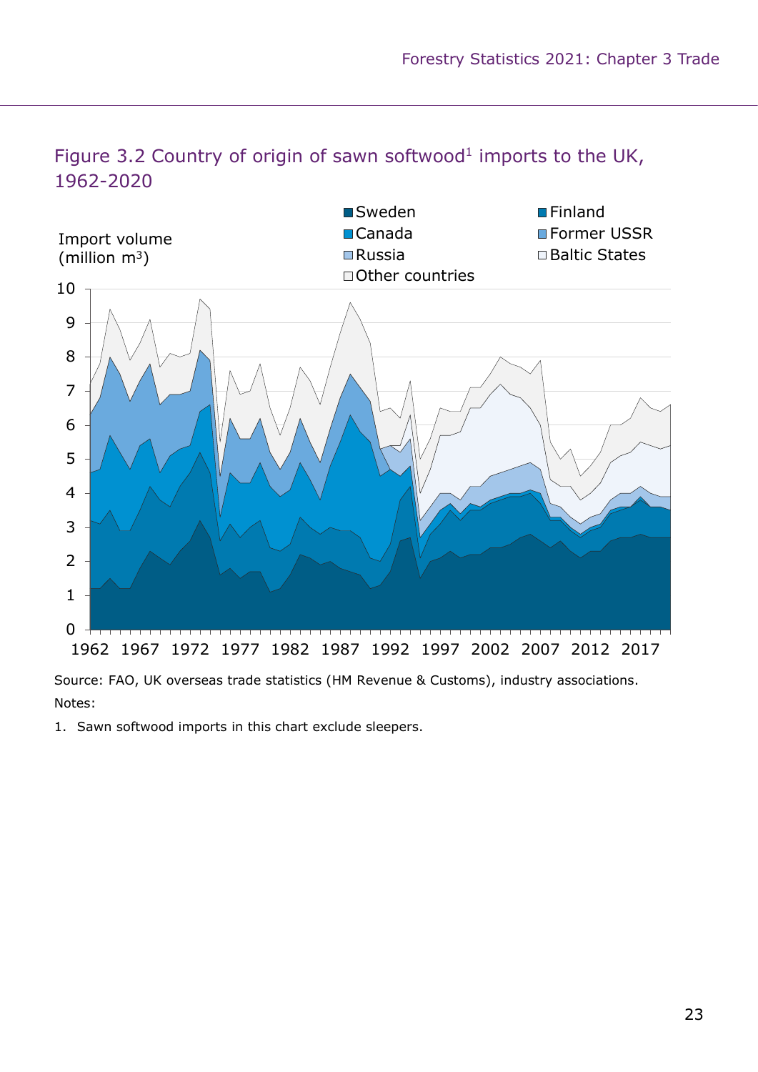## Figure 3.2 Country of origin of sawn softwood[1] imports to the UK, 1962-2020

Import volume (million m³)

Legend: Sweden, Finland, Canada, Former USSR, Russia, Baltic States, Other countries

Source: FAO, UK overseas trade statistics (HM Revenue & Customs), industry associations.

Notes:

1. Sawn softwood imports in this chart exclude sleepers.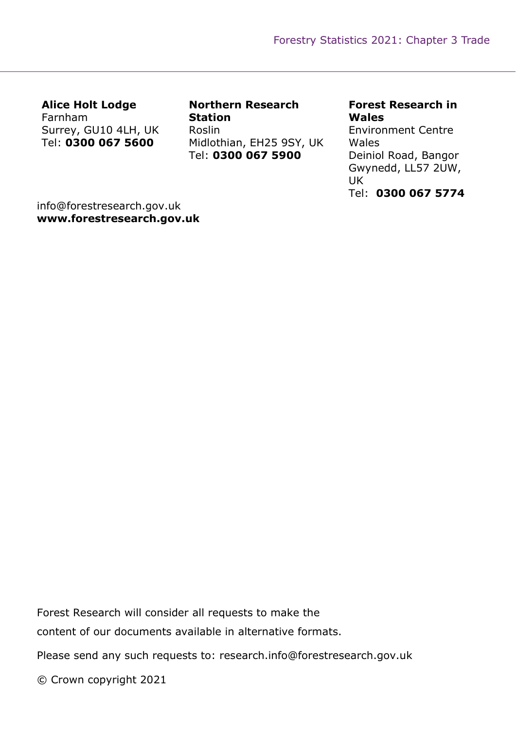**Alice Holt Lodge**
Farnham
Surrey, GU10 4LH, UK
Tel: **0300 067 5600**

**Northern Research Station**
Roslin
Midlothian, EH25 9SY, UK
Tel: **0300 067 5900**

**Forest Research in Wales**
Environment Centre Wales
Deiniol Road, Bangor
Gwynedd, LL57 2UW, UK
Tel: **0300 067 5774**

info@forestresearch.gov.uk
**www.forestresearch.gov.uk**

Forest Research will consider all requests to make the content of our documents available in alternative formats.

Please send any such requests to: research.info@forestresearch.gov.uk

© Crown copyright 2021